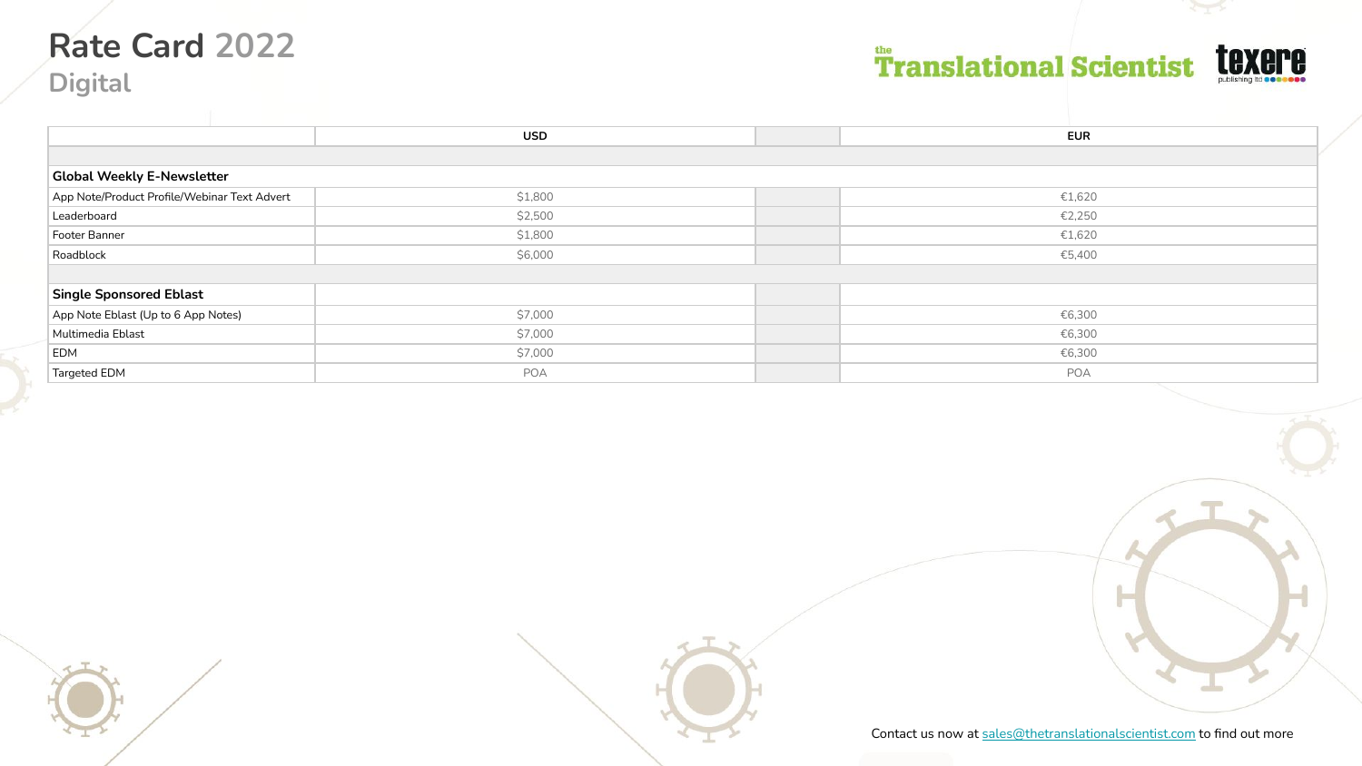# Rate Card 2022

## Digital

the Translational Scientist | texere publishing ltd

| | USD | | EUR |
|---|---|---|---|
| | | | |
| **Global Weekly E-Newsletter** | | | |
| App Note/Product Profile/Webinar Text Advert | $1,800 | | €1,620 |
| Leaderboard | $2,500 | | €2,250 |
| Footer Banner | $1,800 | | €1,620 |
| Roadblock | $6,000 | | €5,400 |
| | | | |
| **Single Sponsored Eblast** | | | |
| App Note Eblast (Up to 6 App Notes) | $7,000 | | €6,300 |
| Multimedia Eblast | $7,000 | | €6,300 |
| EDM | $7,000 | | €6,300 |
| Targeted EDM | POA | | POA |

Contact us now at [sales@thetranslationalscientist.com](mailto:sales@thetranslationalscientist.com) to find out more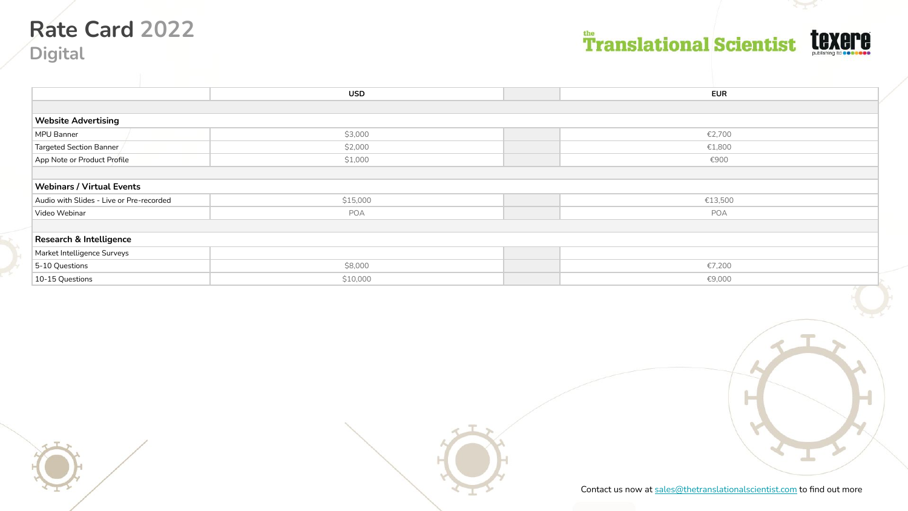# Rate Card 2022

## Digital

the Translational Scientist

texere publishing ltd

| | USD | | EUR |
|---|---|---|---|
| | | | |
| **Website Advertising** | | | |
| MPU Banner | $3,000 | | €2,700 |
| Targeted Section Banner | $2,000 | | €1,800 |
| App Note or Product Profile | $1,000 | | €900 |
| | | | |
| **Webinars / Virtual Events** | | | |
| Audio with Slides - Live or Pre-recorded | $15,000 | | €13,500 |
| Video Webinar | POA | | POA |
| | | | |
| **Research & Intelligence** | | | |
| Market Intelligence Surveys | | | |
| 5-10 Questions | $8,000 | | €7,200 |
| 10-15 Questions | $10,000 | | €9,000 |

Contact us now at sales@thetranslationalscientist.com to find out more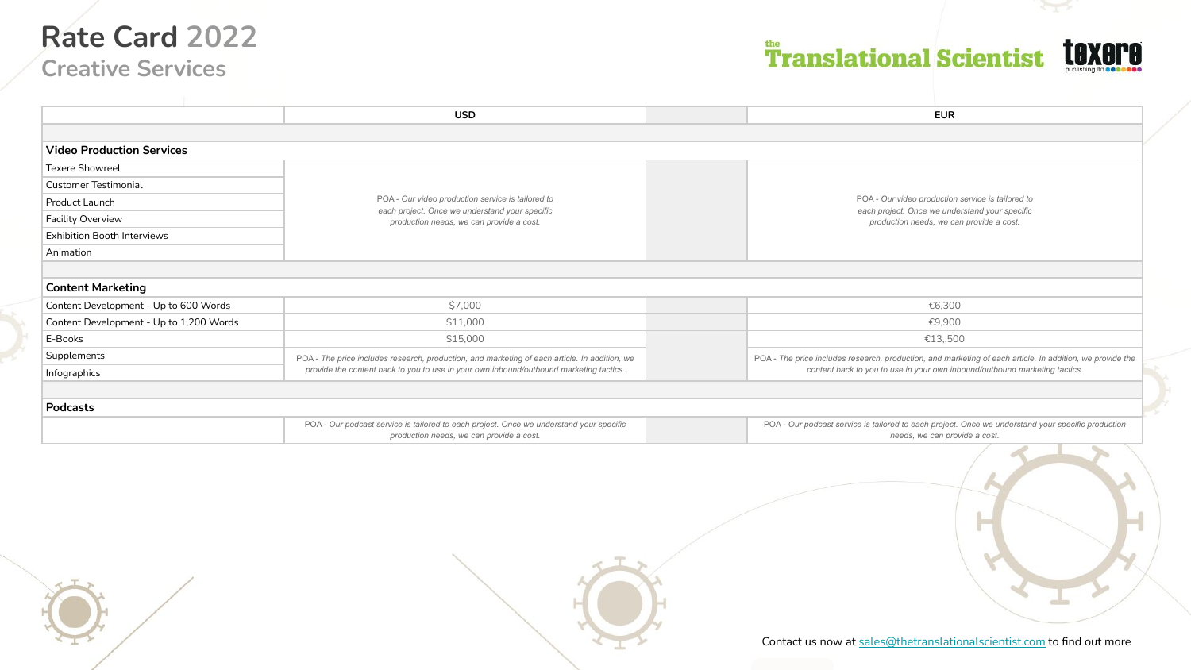# Rate Card 2022

## Creative Services

the Translational Scientist texere publishing ltd

| | USD | | EUR |
|---|---|---|---|
| | | | |
| **Video Production Services** | | | |
| Texere Showreel | POA - *Our video production service is tailored to each project. Once we understand your specific production needs, we can provide a cost.* | | POA - *Our video production service is tailored to each project. Once we understand your specific production needs, we can provide a cost.* |
| Customer Testimonial | | | |
| Product Launch | | | |
| Facility Overview | | | |
| Exhibition Booth Interviews | | | |
| Animation | | | |
| | | | |
| **Content Marketing** | | | |
| Content Development - Up to 600 Words | $7,000 | | €6,300 |
| Content Development - Up to 1,200 Words | $11,000 | | €9,900 |
| E-Books | $15,000 | | €13,,500 |
| Supplements | POA - *The price includes research, production, and marketing of each article. In addition, we provide the content back to you to use in your own inbound/outbound marketing tactics.* | | POA - *The price includes research, production, and marketing of each article. In addition, we provide the content back to you to use in your own inbound/outbound marketing tactics.* |
| Infographics | | | |
| | | | |
| **Podcasts** | | | |
| | POA - *Our podcast service is tailored to each project. Once we understand your specific production needs, we can provide a cost.* | | POA - *Our podcast service is tailored to each project. Once we understand your specific production needs, we can provide a cost.* |

Contact us now at sales@thetranslationalscientist.com to find out more